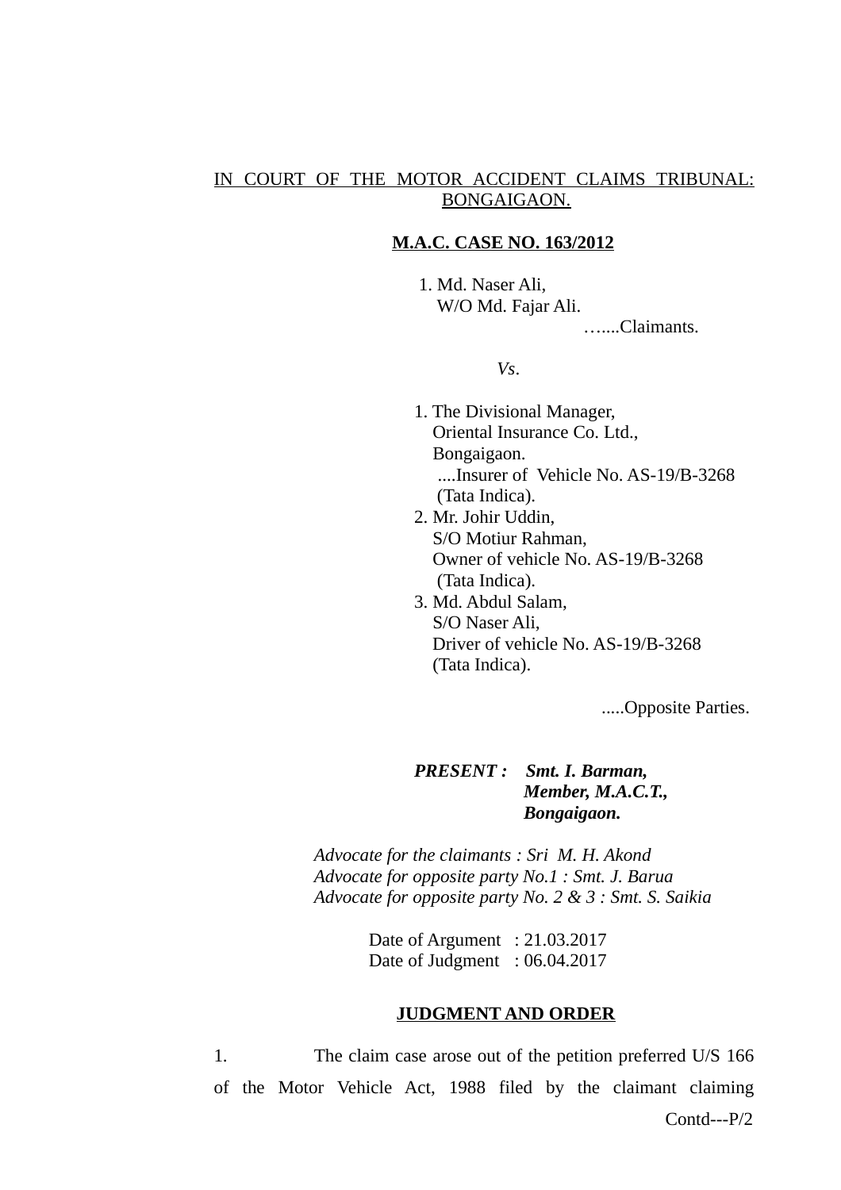IN COURT OF THE MOTOR ACCIDENT CLAIMS TRIBUNAL: BONGAIGAON.

**M.A.C. CASE NO. 163/2012**

1. Md. Naser Ali,
   W/O Md. Fajar Ali.

…....Claimants.

*Vs*.

1. The Divisional Manager,
   Oriental Insurance Co. Ltd.,
   Bongaigaon.
   ....Insurer of Vehicle No. AS-19/B-3268
   (Tata Indica).
2. Mr. Johir Uddin,
   S/O Motiur Rahman,
   Owner of vehicle No. AS-19/B-3268
   (Tata Indica).
3. Md. Abdul Salam,
   S/O Naser Ali,
   Driver of vehicle No. AS-19/B-3268
   (Tata Indica).

.....Opposite Parties.

***PRESENT : Smt. I. Barman,***
***Member, M.A.C.T.,***
***Bongaigaon.***

*Advocate for the claimants : Sri M. H. Akond*
*Advocate for opposite party No.1 : Smt. J. Barua*
*Advocate for opposite party No. 2 & 3 : Smt. S. Saikia*

Date of Argument : 21.03.2017
Date of Judgment : 06.04.2017

**JUDGMENT AND ORDER**

1. The claim case arose out of the petition preferred U/S 166 of the Motor Vehicle Act, 1988 filed by the claimant claiming

Contd---P/2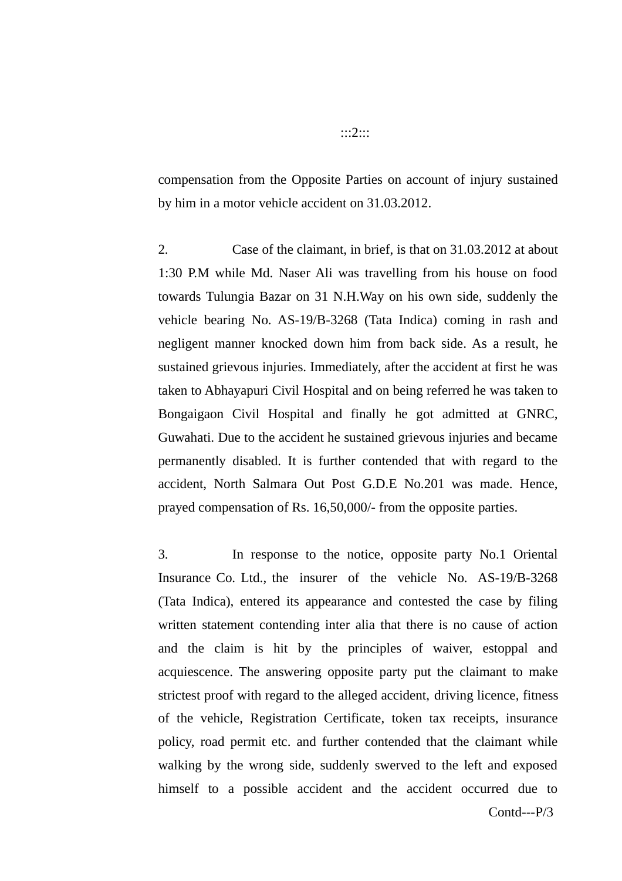compensation from the Opposite Parties on account of injury sustained by him in a motor vehicle accident on 31.03.2012.

2. Case of the claimant, in brief, is that on 31.03.2012 at about 1:30 P.M while Md. Naser Ali was travelling from his house on food towards Tulungia Bazar on 31 N.H.Way on his own side, suddenly the vehicle bearing No. AS-19/B-3268 (Tata Indica) coming in rash and negligent manner knocked down him from back side. As a result, he sustained grievous injuries. Immediately, after the accident at first he was taken to Abhayapuri Civil Hospital and on being referred he was taken to Bongaigaon Civil Hospital and finally he got admitted at GNRC, Guwahati. Due to the accident he sustained grievous injuries and became permanently disabled. It is further contended that with regard to the accident, North Salmara Out Post G.D.E No.201 was made. Hence, prayed compensation of Rs. 16,50,000/- from the opposite parties.

3. In response to the notice, opposite party No.1 Oriental Insurance Co. Ltd., the insurer of the vehicle No. AS-19/B-3268 (Tata Indica), entered its appearance and contested the case by filing written statement contending inter alia that there is no cause of action and the claim is hit by the principles of waiver, estoppal and acquiescence. The answering opposite party put the claimant to make strictest proof with regard to the alleged accident, driving licence, fitness of the vehicle, Registration Certificate, token tax receipts, insurance policy, road permit etc. and further contended that the claimant while walking by the wrong side, suddenly swerved to the left and exposed himself to a possible accident and the accident occurred due to

Contd---P/3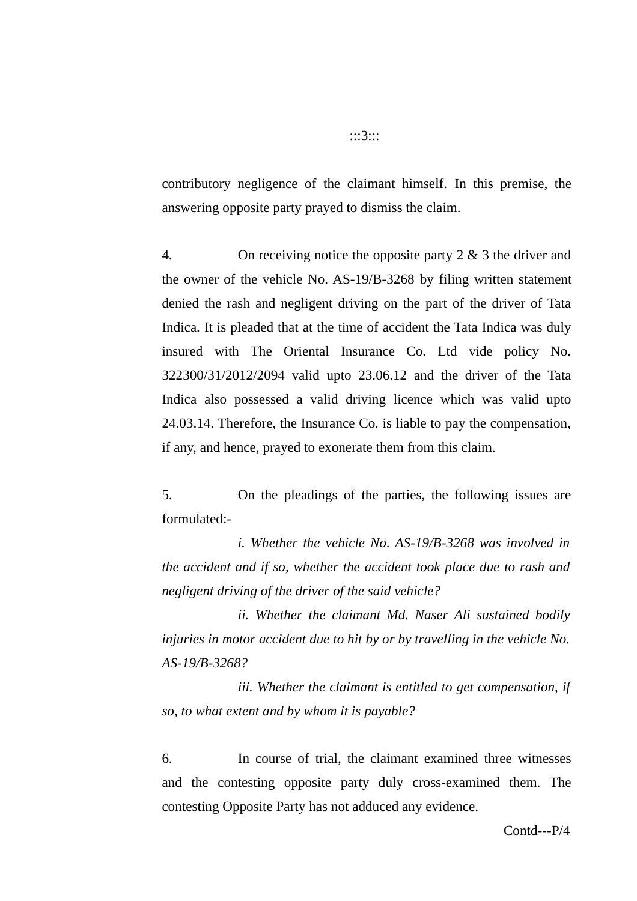contributory negligence of the claimant himself. In this premise, the answering opposite party prayed to dismiss the claim.

4. On receiving notice the opposite party 2 & 3 the driver and the owner of the vehicle No. AS-19/B-3268 by filing written statement denied the rash and negligent driving on the part of the driver of Tata Indica. It is pleaded that at the time of accident the Tata Indica was duly insured with The Oriental Insurance Co. Ltd vide policy No. 322300/31/2012/2094 valid upto 23.06.12 and the driver of the Tata Indica also possessed a valid driving licence which was valid upto 24.03.14. Therefore, the Insurance Co. is liable to pay the compensation, if any, and hence, prayed to exonerate them from this claim.

5. On the pleadings of the parties, the following issues are formulated:-

*i. Whether the vehicle No. AS-19/B-3268 was involved in the accident and if so, whether the accident took place due to rash and negligent driving of the driver of the said vehicle?*

*ii. Whether the claimant Md. Naser Ali sustained bodily injuries in motor accident due to hit by or by travelling in the vehicle No. AS-19/B-3268?*

*iii. Whether the claimant is entitled to get compensation, if so, to what extent and by whom it is payable?*

6. In course of trial, the claimant examined three witnesses and the contesting opposite party duly cross-examined them. The contesting Opposite Party has not adduced any evidence.

Contd---P/4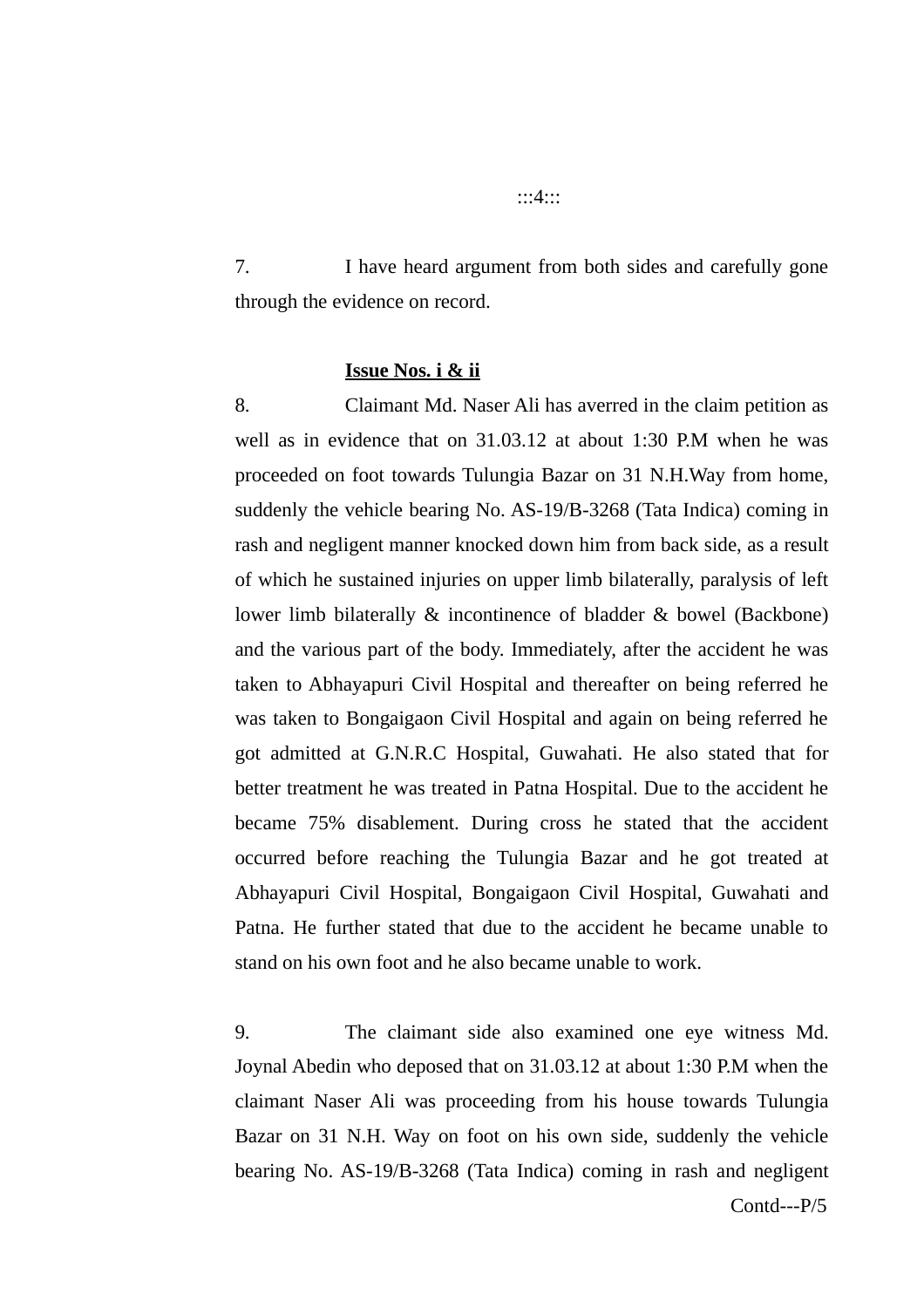7. I have heard argument from both sides and carefully gone through the evidence on record.

**Issue Nos. i & ii**

8. Claimant Md. Naser Ali has averred in the claim petition as well as in evidence that on 31.03.12 at about 1:30 P.M when he was proceeded on foot towards Tulungia Bazar on 31 N.H.Way from home, suddenly the vehicle bearing No. AS-19/B-3268 (Tata Indica) coming in rash and negligent manner knocked down him from back side, as a result of which he sustained injuries on upper limb bilaterally, paralysis of left lower limb bilaterally & incontinence of bladder & bowel (Backbone) and the various part of the body. Immediately, after the accident he was taken to Abhayapuri Civil Hospital and thereafter on being referred he was taken to Bongaigaon Civil Hospital and again on being referred he got admitted at G.N.R.C Hospital, Guwahati. He also stated that for better treatment he was treated in Patna Hospital. Due to the accident he became 75% disablement. During cross he stated that the accident occurred before reaching the Tulungia Bazar and he got treated at Abhayapuri Civil Hospital, Bongaigaon Civil Hospital, Guwahati and Patna. He further stated that due to the accident he became unable to stand on his own foot and he also became unable to work.

9. The claimant side also examined one eye witness Md. Joynal Abedin who deposed that on 31.03.12 at about 1:30 P.M when the claimant Naser Ali was proceeding from his house towards Tulungia Bazar on 31 N.H. Way on foot on his own side, suddenly the vehicle bearing No. AS-19/B-3268 (Tata Indica) coming in rash and negligent

Contd---P/5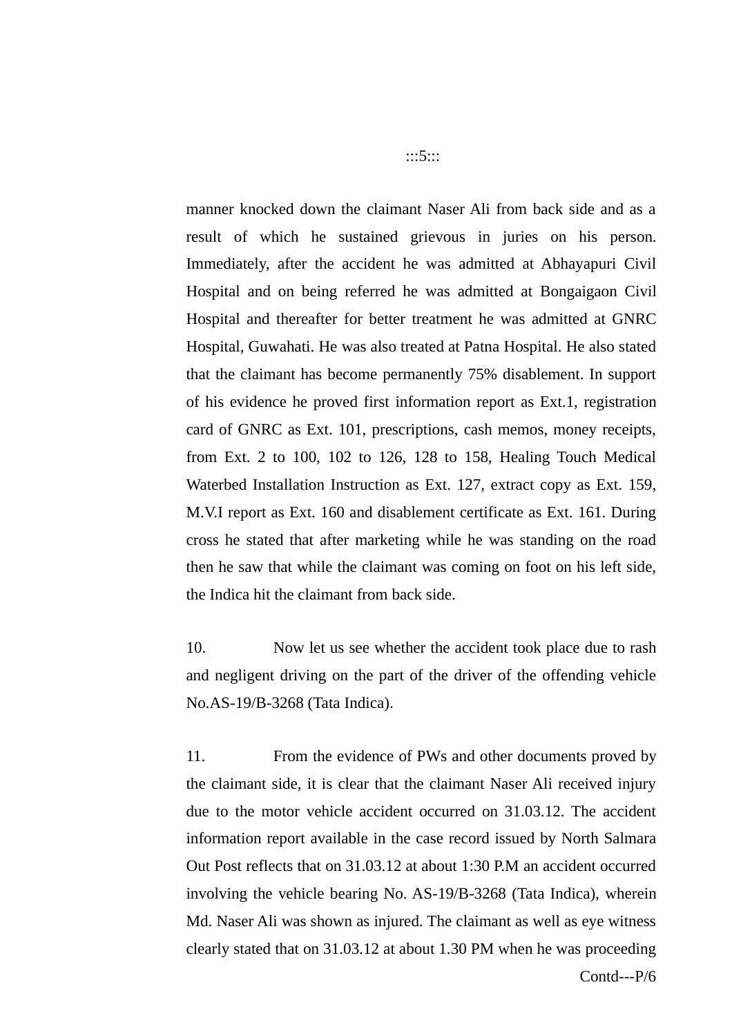manner knocked down the claimant Naser Ali from back side and as a result of which he sustained grievous in juries on his person. Immediately, after the accident he was admitted at Abhayapuri Civil Hospital and on being referred he was admitted at Bongaigaon Civil Hospital and thereafter for better treatment he was admitted at GNRC Hospital, Guwahati. He was also treated at Patna Hospital. He also stated that the claimant has become permanently 75% disablement. In support of his evidence he proved first information report as Ext.1, registration card of GNRC as Ext. 101, prescriptions, cash memos, money receipts, from Ext. 2 to 100, 102 to 126, 128 to 158, Healing Touch Medical Waterbed Installation Instruction as Ext. 127, extract copy as Ext. 159, M.V.I report as Ext. 160 and disablement certificate as Ext. 161. During cross he stated that after marketing while he was standing on the road then he saw that while the claimant was coming on foot on his left side, the Indica hit the claimant from back side.

10. Now let us see whether the accident took place due to rash and negligent driving on the part of the driver of the offending vehicle No.AS-19/B-3268 (Tata Indica).

11. From the evidence of PWs and other documents proved by the claimant side, it is clear that the claimant Naser Ali received injury due to the motor vehicle accident occurred on 31.03.12. The accident information report available in the case record issued by North Salmara Out Post reflects that on 31.03.12 at about 1:30 P.M an accident occurred involving the vehicle bearing No. AS-19/B-3268 (Tata Indica), wherein Md. Naser Ali was shown as injured. The claimant as well as eye witness clearly stated that on 31.03.12 at about 1.30 PM when he was proceeding

Contd---P/6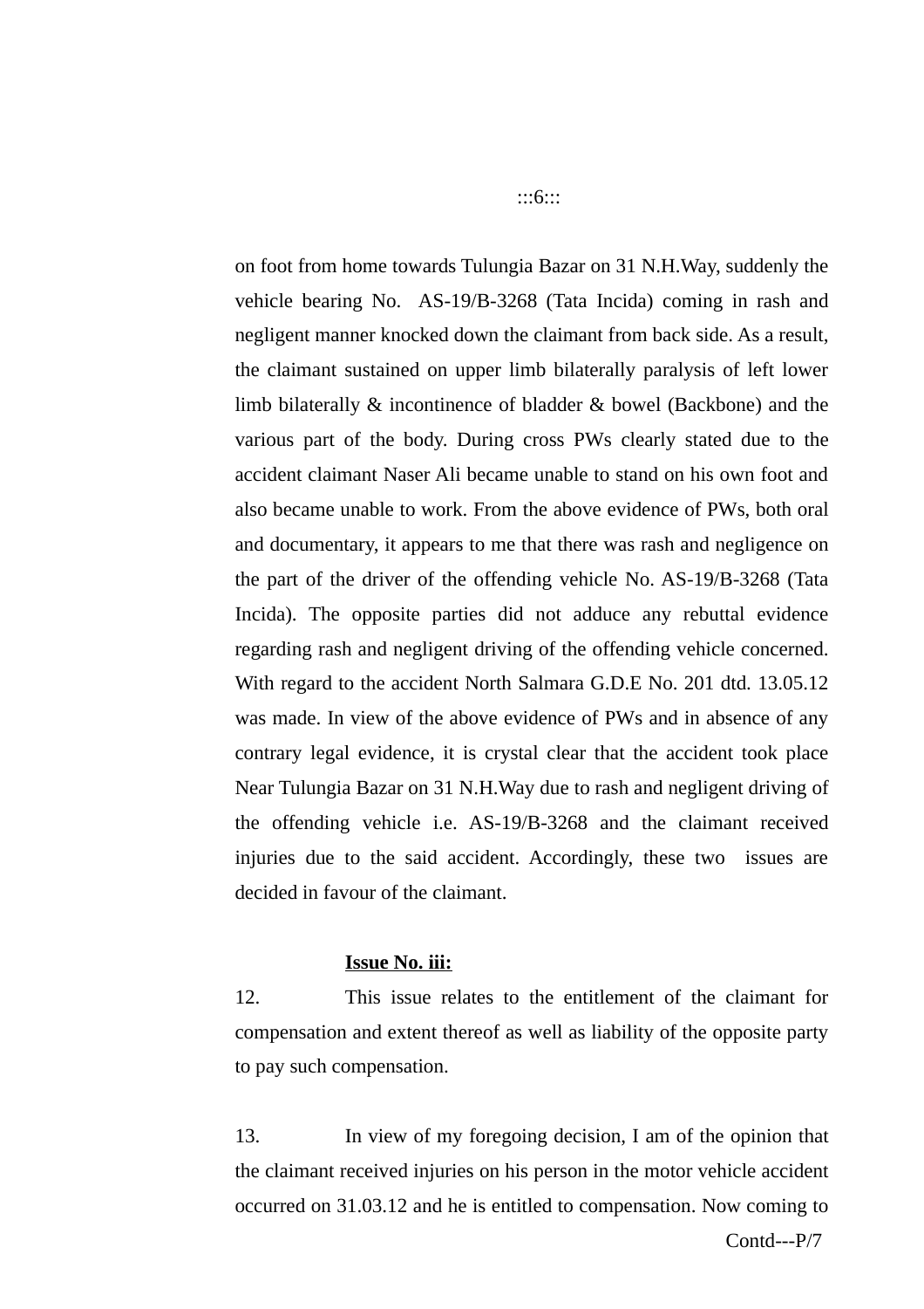on foot from home towards Tulungia Bazar on 31 N.H.Way, suddenly the vehicle bearing No. AS-19/B-3268 (Tata Incida) coming in rash and negligent manner knocked down the claimant from back side. As a result, the claimant sustained on upper limb bilaterally paralysis of left lower limb bilaterally & incontinence of bladder & bowel (Backbone) and the various part of the body. During cross PWs clearly stated due to the accident claimant Naser Ali became unable to stand on his own foot and also became unable to work. From the above evidence of PWs, both oral and documentary, it appears to me that there was rash and negligence on the part of the driver of the offending vehicle No. AS-19/B-3268 (Tata Incida). The opposite parties did not adduce any rebuttal evidence regarding rash and negligent driving of the offending vehicle concerned. With regard to the accident North Salmara G.D.E No. 201 dtd. 13.05.12 was made. In view of the above evidence of PWs and in absence of any contrary legal evidence, it is crystal clear that the accident took place Near Tulungia Bazar on 31 N.H.Way due to rash and negligent driving of the offending vehicle i.e. AS-19/B-3268 and the claimant received injuries due to the said accident. Accordingly, these two issues are decided in favour of the claimant.

**Issue No. iii:**

12. This issue relates to the entitlement of the claimant for compensation and extent thereof as well as liability of the opposite party to pay such compensation.

13. In view of my foregoing decision, I am of the opinion that the claimant received injuries on his person in the motor vehicle accident occurred on 31.03.12 and he is entitled to compensation. Now coming to

Contd---P/7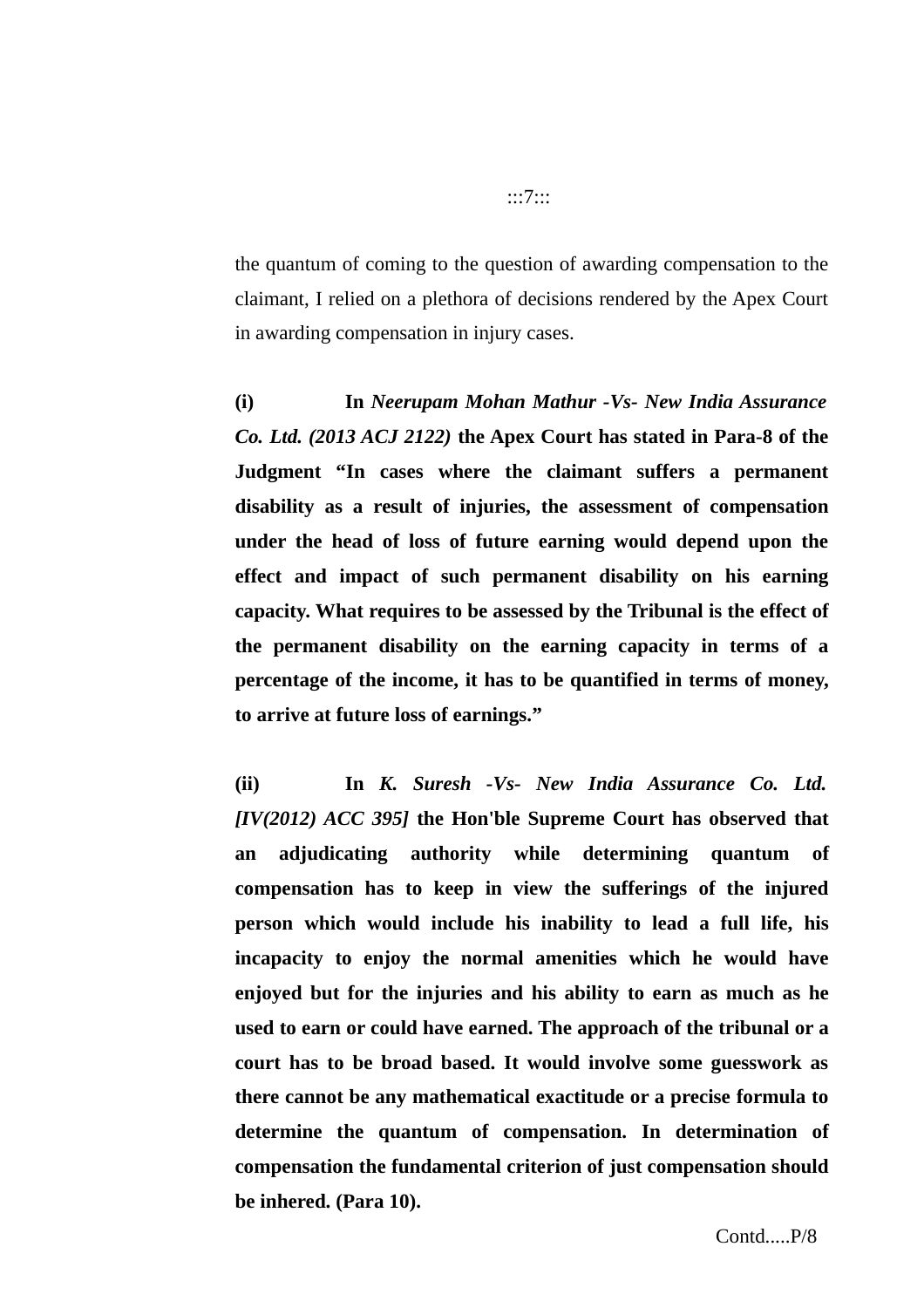the quantum of coming to the question of awarding compensation to the claimant, I relied on a plethora of decisions rendered by the Apex Court in awarding compensation in injury cases.

**(i) In** ***Neerupam Mohan Mathur -Vs- New India Assurance Co. Ltd. (2013 ACJ 2122)*** **the Apex Court has stated in Para-8 of the Judgment "In cases where the claimant suffers a permanent disability as a result of injuries, the assessment of compensation under the head of loss of future earning would depend upon the effect and impact of such permanent disability on his earning capacity. What requires to be assessed by the Tribunal is the effect of the permanent disability on the earning capacity in terms of a percentage of the income, it has to be quantified in terms of money, to arrive at future loss of earnings."**

**(ii) In** ***K. Suresh -Vs- New India Assurance Co. Ltd. [IV(2012) ACC 395]*** **the Hon'ble Supreme Court has observed that an adjudicating authority while determining quantum of compensation has to keep in view the sufferings of the injured person which would include his inability to lead a full life, his incapacity to enjoy the normal amenities which he would have enjoyed but for the injuries and his ability to earn as much as he used to earn or could have earned. The approach of the tribunal or a court has to be broad based. It would involve some guesswork as there cannot be any mathematical exactitude or a precise formula to determine the quantum of compensation. In determination of compensation the fundamental criterion of just compensation should be inhered. (Para 10).**

Contd.....P/8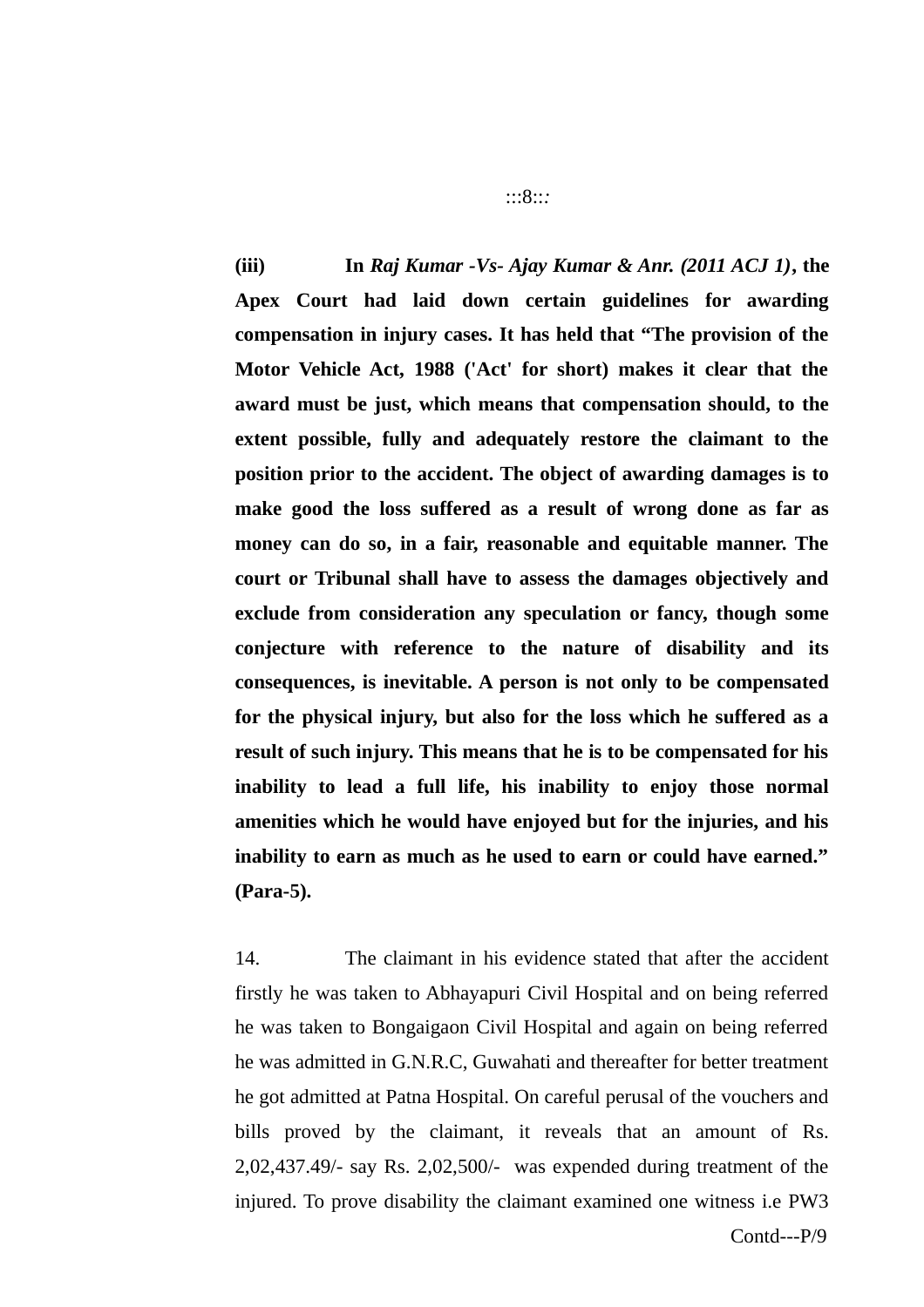**(iii)** **In *Raj Kumar -Vs- Ajay Kumar & Anr. (2011 ACJ 1)*, the Apex Court had laid down certain guidelines for awarding compensation in injury cases. It has held that "The provision of the Motor Vehicle Act, 1988 ('Act' for short) makes it clear that the award must be just, which means that compensation should, to the extent possible, fully and adequately restore the claimant to the position prior to the accident. The object of awarding damages is to make good the loss suffered as a result of wrong done as far as money can do so, in a fair, reasonable and equitable manner. The court or Tribunal shall have to assess the damages objectively and exclude from consideration any speculation or fancy, though some conjecture with reference to the nature of disability and its consequences, is inevitable. A person is not only to be compensated for the physical injury, but also for the loss which he suffered as a result of such injury. This means that he is to be compensated for his inability to lead a full life, his inability to enjoy those normal amenities which he would have enjoyed but for the injuries, and his inability to earn as much as he used to earn or could have earned." (Para-5).**

14. The claimant in his evidence stated that after the accident firstly he was taken to Abhayapuri Civil Hospital and on being referred he was taken to Bongaigaon Civil Hospital and again on being referred he was admitted in G.N.R.C, Guwahati and thereafter for better treatment he got admitted at Patna Hospital. On careful perusal of the vouchers and bills proved by the claimant, it reveals that an amount of Rs. 2,02,437.49/- say Rs. 2,02,500/- was expended during treatment of the injured. To prove disability the claimant examined one witness i.e PW3

Contd---P/9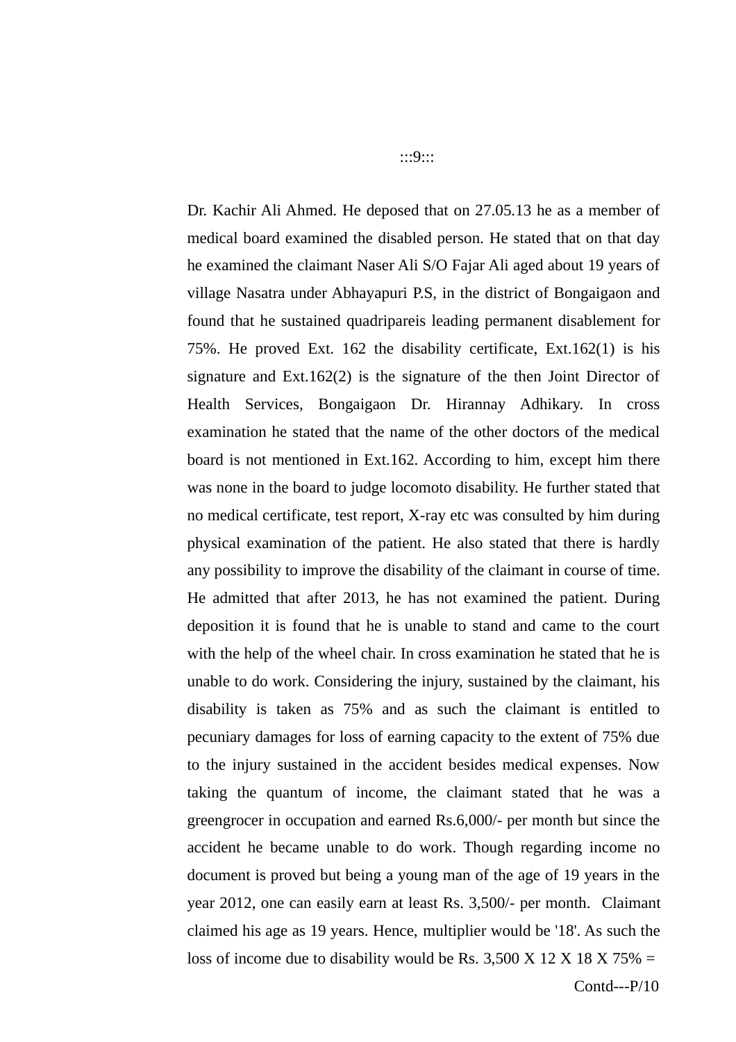Dr. Kachir Ali Ahmed. He deposed that on 27.05.13 he as a member of medical board examined the disabled person. He stated that on that day he examined the claimant Naser Ali S/O Fajar Ali aged about 19 years of village Nasatra under Abhayapuri P.S, in the district of Bongaigaon and found that he sustained quadripareis leading permanent disablement for 75%. He proved Ext. 162 the disability certificate, Ext.162(1) is his signature and Ext.162(2) is the signature of the then Joint Director of Health Services, Bongaigaon Dr. Hirannay Adhikary. In cross examination he stated that the name of the other doctors of the medical board is not mentioned in Ext.162. According to him, except him there was none in the board to judge locomoto disability. He further stated that no medical certificate, test report, X-ray etc was consulted by him during physical examination of the patient. He also stated that there is hardly any possibility to improve the disability of the claimant in course of time. He admitted that after 2013, he has not examined the patient. During deposition it is found that he is unable to stand and came to the court with the help of the wheel chair. In cross examination he stated that he is unable to do work. Considering the injury, sustained by the claimant, his disability is taken as 75% and as such the claimant is entitled to pecuniary damages for loss of earning capacity to the extent of 75% due to the injury sustained in the accident besides medical expenses. Now taking the quantum of income, the claimant stated that he was a greengrocer in occupation and earned Rs.6,000/- per month but since the accident he became unable to do work. Though regarding income no document is proved but being a young man of the age of 19 years in the year 2012, one can easily earn at least Rs. 3,500/- per month. Claimant claimed his age as 19 years. Hence, multiplier would be '18'. As such the loss of income due to disability would be Rs. 3,500 X 12 X 18 X 75% =

Contd---P/10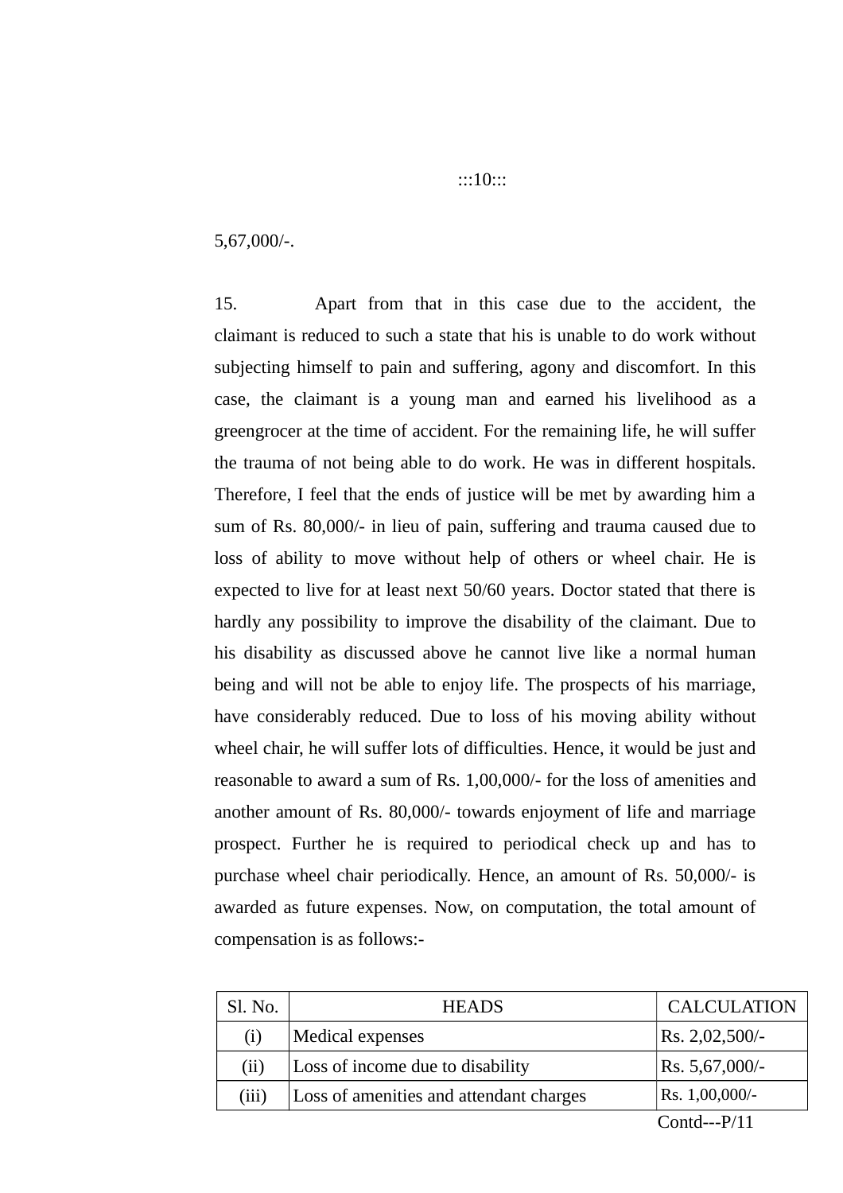5,67,000/-.

15. Apart from that in this case due to the accident, the claimant is reduced to such a state that his is unable to do work without subjecting himself to pain and suffering, agony and discomfort. In this case, the claimant is a young man and earned his livelihood as a greengrocer at the time of accident. For the remaining life, he will suffer the trauma of not being able to do work. He was in different hospitals. Therefore, I feel that the ends of justice will be met by awarding him a sum of Rs. 80,000/- in lieu of pain, suffering and trauma caused due to loss of ability to move without help of others or wheel chair. He is expected to live for at least next 50/60 years. Doctor stated that there is hardly any possibility to improve the disability of the claimant. Due to his disability as discussed above he cannot live like a normal human being and will not be able to enjoy life. The prospects of his marriage, have considerably reduced. Due to loss of his moving ability without wheel chair, he will suffer lots of difficulties. Hence, it would be just and reasonable to award a sum of Rs. 1,00,000/- for the loss of amenities and another amount of Rs. 80,000/- towards enjoyment of life and marriage prospect. Further he is required to periodical check up and has to purchase wheel chair periodically. Hence, an amount of Rs. 50,000/- is awarded as future expenses. Now, on computation, the total amount of compensation is as follows:-

| Sl. No. | HEADS | CALCULATION |
|---|---|---|
| (i) | Medical expenses | Rs. 2,02,500/- |
| (ii) | Loss of income due to disability | Rs. 5,67,000/- |
| (iii) | Loss of amenities and attendant charges | Rs. 1,00,000/- |

Contd---P/11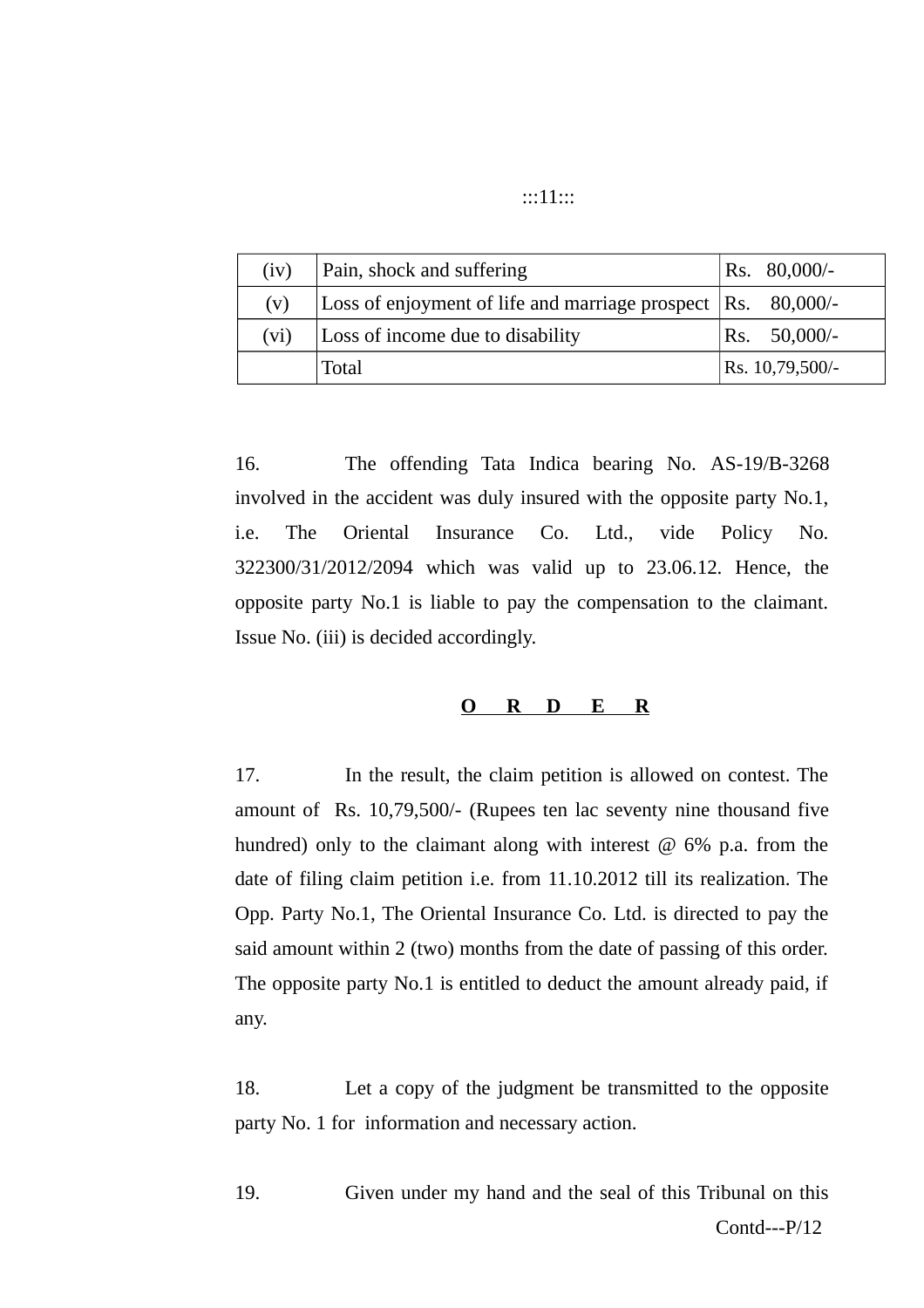| | | |
|---|---|---|
| (iv) | Pain, shock and suffering | Rs. 80,000/- |
| (v) | Loss of enjoyment of life and marriage prospect | Rs. 80,000/- |
| (vi) | Loss of income due to disability | Rs. 50,000/- |
| | Total | Rs. 10,79,500/- |

16. The offending Tata Indica bearing No. AS-19/B-3268 involved in the accident was duly insured with the opposite party No.1, i.e. The Oriental Insurance Co. Ltd., vide Policy No. 322300/31/2012/2094 which was valid up to 23.06.12. Hence, the opposite party No.1 is liable to pay the compensation to the claimant. Issue No. (iii) is decided accordingly.

**O R D E R**

17. In the result, the claim petition is allowed on contest. The amount of Rs. 10,79,500/- (Rupees ten lac seventy nine thousand five hundred) only to the claimant along with interest @ 6% p.a. from the date of filing claim petition i.e. from 11.10.2012 till its realization. The Opp. Party No.1, The Oriental Insurance Co. Ltd. is directed to pay the said amount within 2 (two) months from the date of passing of this order. The opposite party No.1 is entitled to deduct the amount already paid, if any.

18. Let a copy of the judgment be transmitted to the opposite party No. 1 for information and necessary action.

19. Given under my hand and the seal of this Tribunal on this

Contd---P/12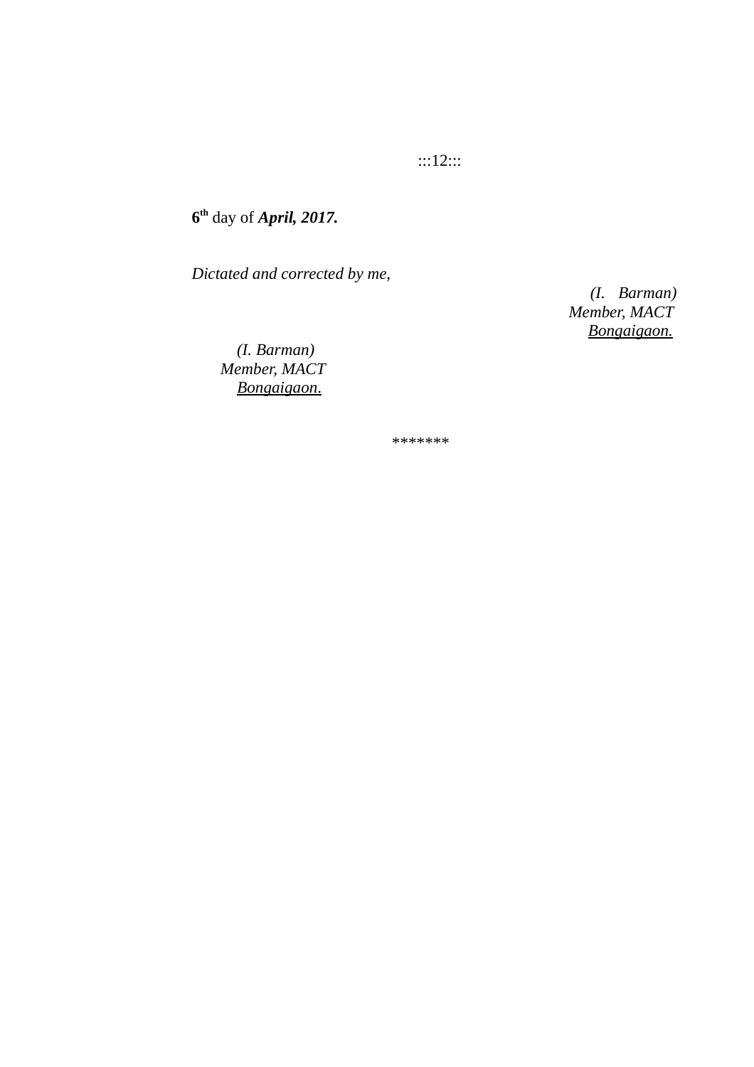**6**th day of ***April, 2017.***

*Dictated and corrected by me,*

*(I. Barman)*
*Member, MACT*
*Bongaigaon.*

*(I. Barman)*
*Member, MACT*
*Bongaigaon.*

*******